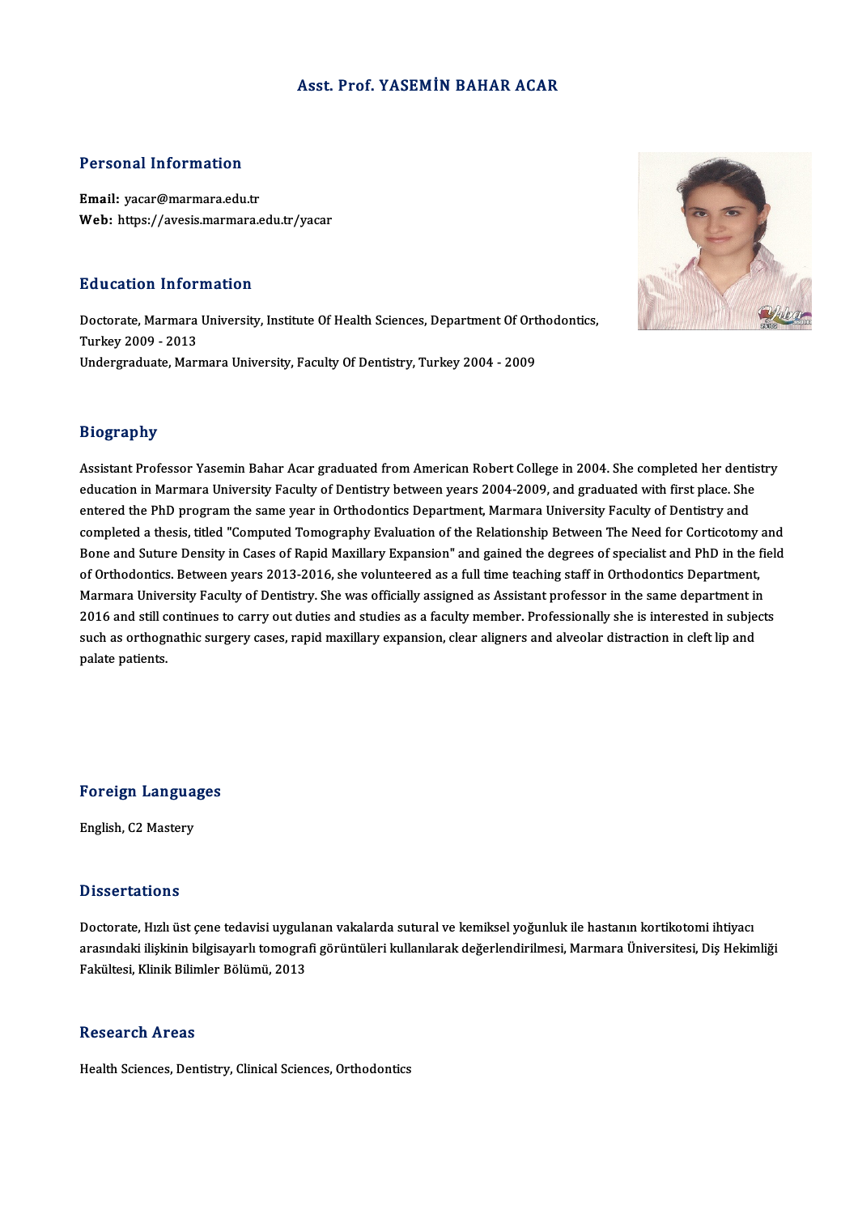# Asst. Prof. YASEMİN BAHAR ACAR

## Personal Information

**Email:** yacar@marmara.edu.tr
**Web:** https://avesis.marmara.edu.tr/yacar

## Education Information

Doctorate, Marmara University, Institute Of Health Sciences, Department Of Orthodontics, Turkey 2009 - 2013
Undergraduate, Marmara University, Faculty Of Dentistry, Turkey 2004 - 2009

## Biography

Assistant Professor Yasemin Bahar Acar graduated from American Robert College in 2004. She completed her dentistry education in Marmara University Faculty of Dentistry between years 2004-2009, and graduated with first place. She entered the PhD program the same year in Orthodontics Department, Marmara University Faculty of Dentistry and completed a thesis, titled "Computed Tomography Evaluation of the Relationship Between The Need for Corticotomy and Bone and Suture Density in Cases of Rapid Maxillary Expansion" and gained the degrees of specialist and PhD in the field of Orthodontics. Between years 2013-2016, she volunteered as a full time teaching staff in Orthodontics Department, Marmara University Faculty of Dentistry. She was officially assigned as Assistant professor in the same department in 2016 and still continues to carry out duties and studies as a faculty member. Professionally she is interested in subjects such as orthognathic surgery cases, rapid maxillary expansion, clear aligners and alveolar distraction in cleft lip and palate patients.

## Foreign Languages

English, C2 Mastery

## Dissertations

Doctorate, Hızlı üst çene tedavisi uygulanan vakalarda sutural ve kemiksel yoğunluk ile hastanın kortikotomi ihtiyacı arasındaki ilişkinin bilgisayarlı tomografi görüntüleri kullanılarak değerlendirilmesi, Marmara Üniversitesi, Diş Hekimliği Fakültesi, Klinik Bilimler Bölümü, 2013

## Research Areas

Health Sciences, Dentistry, Clinical Sciences, Orthodontics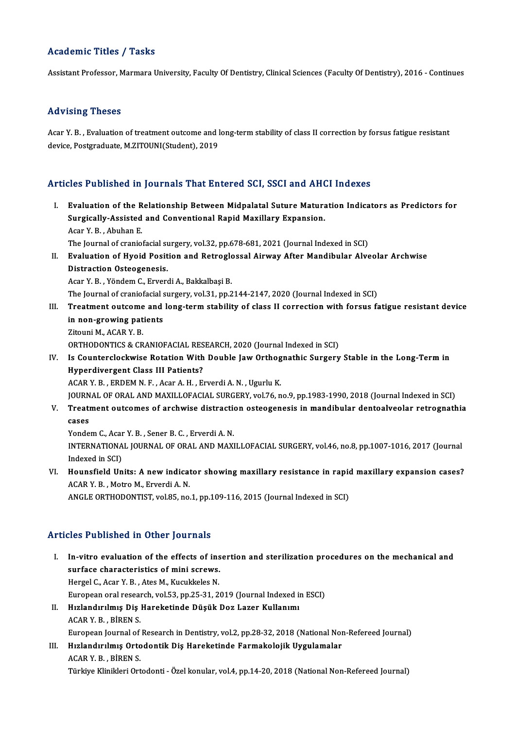## Academic Titles / Tasks

Assistant Professor, Marmara University, Faculty Of Dentistry, Clinical Sciences (Faculty Of Dentistry), 2016 - Continues

## Advising Theses

Acar Y. B. , Evaluation of treatment outcome and long-term stability of class II correction by forsus fatigue resistant device, Postgraduate, M.ZITOUNI(Student), 2019

## Articles Published in Journals That Entered SCI, SSCI and AHCI Indexes

I. **Evaluation of the Relationship Between Midpalatal Suture Maturation Indicators as Predictors for Surgically-Assisted and Conventional Rapid Maxillary Expansion.**
   Acar Y. B. , Abuhan E.
   The Journal of craniofacial surgery, vol.32, pp.678-681, 2021 (Journal Indexed in SCI)

II. **Evaluation of Hyoid Position and Retroglossal Airway After Mandibular Alveolar Archwise Distraction Osteogenesis.**
   Acar Y. B. , Yöndem C., Erverdi A., Bakkalbaşi B.
   The Journal of craniofacial surgery, vol.31, pp.2144-2147, 2020 (Journal Indexed in SCI)

III. **Treatment outcome and long-term stability of class II correction with forsus fatigue resistant device in non-growing patients**
   Zitouni M., ACAR Y. B.
   ORTHODONTICS & CRANIOFACIAL RESEARCH, 2020 (Journal Indexed in SCI)

IV. **Is Counterclockwise Rotation With Double Jaw Orthognathic Surgery Stable in the Long-Term in Hyperdivergent Class III Patients?**
   ACAR Y. B. , ERDEM N. F. , Acar A. H. , Erverdi A. N. , Ugurlu K.
   JOURNAL OF ORAL AND MAXILLOFACIAL SURGERY, vol.76, no.9, pp.1983-1990, 2018 (Journal Indexed in SCI)

V. **Treatment outcomes of archwise distraction osteogenesis in mandibular dentoalveolar retrognathia cases**
   Yondem C., Acar Y. B. , Sener B. C. , Erverdi A. N.
   INTERNATIONAL JOURNAL OF ORAL AND MAXILLOFACIAL SURGERY, vol.46, no.8, pp.1007-1016, 2017 (Journal Indexed in SCI)

VI. **Hounsfield Units: A new indicator showing maxillary resistance in rapid maxillary expansion cases?**
   ACAR Y. B. , Motro M., Erverdi A. N.
   ANGLE ORTHODONTIST, vol.85, no.1, pp.109-116, 2015 (Journal Indexed in SCI)

## Articles Published in Other Journals

I. **In-vitro evaluation of the effects of insertion and sterilization procedures on the mechanical and surface characteristics of mini screws.**
   Hergel C., Acar Y. B. , Ates M., Kucukkeles N.
   European oral research, vol.53, pp.25-31, 2019 (Journal Indexed in ESCI)

II. **Hızlandırılmış Diş Hareketinde Düşük Doz Lazer Kullanımı**
   ACAR Y. B. , BİREN S.
   European Journal of Research in Dentistry, vol.2, pp.28-32, 2018 (National Non-Refereed Journal)

III. **Hızlandırılmış Ortodontik Diş Hareketinde Farmakolojik Uygulamalar**
   ACAR Y. B. , BİREN S.
   Türkiye Klinikleri Ortodonti - Özel konular, vol.4, pp.14-20, 2018 (National Non-Refereed Journal)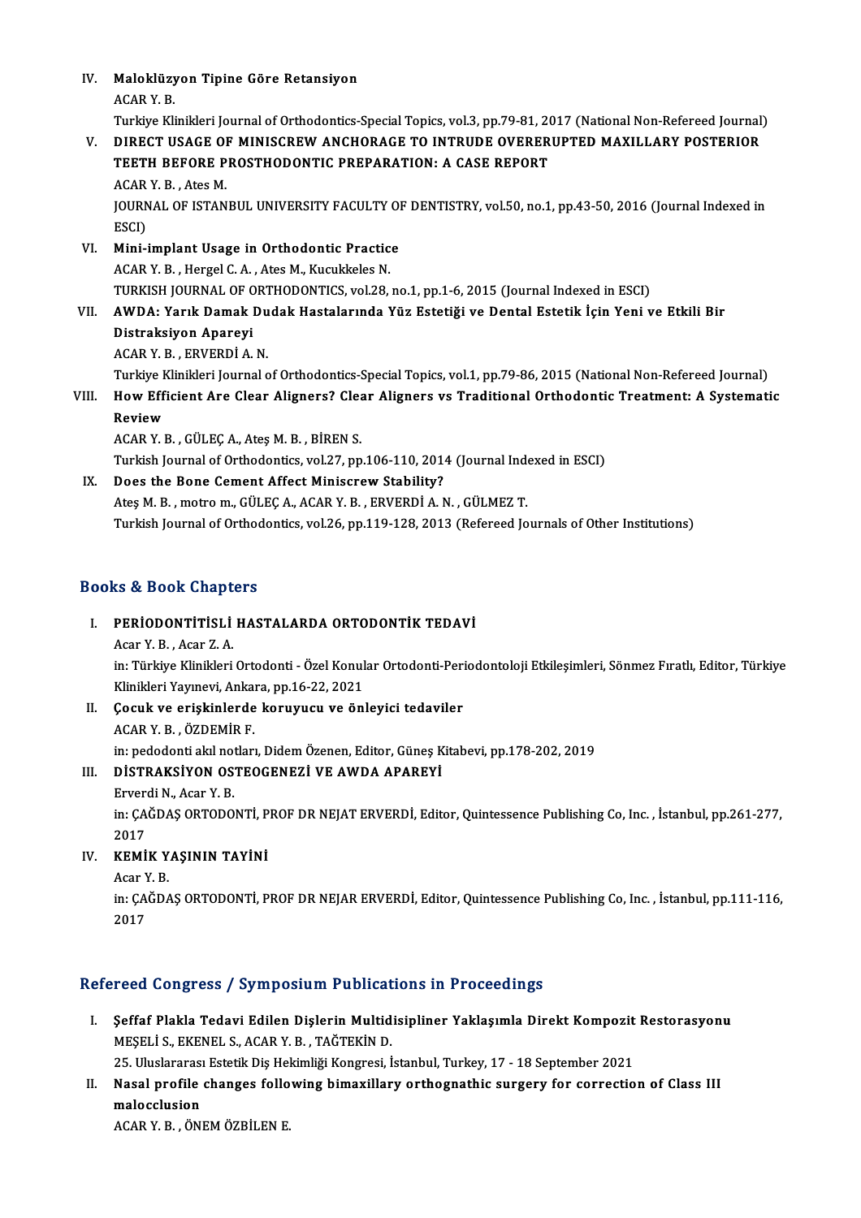IV. **Maloklüzyon Tipine Göre Retansiyon**
ACAR Y. B.
Turkiye Klinikleri Journal of Orthodontics-Special Topics, vol.3, pp.79-81, 2017 (National Non-Refereed Journal)

V. **DIRECT USAGE OF MINISCREW ANCHORAGE TO INTRUDE OVERERUPTED MAXILLARY POSTERIOR TEETH BEFORE PROSTHODONTIC PREPARATION: A CASE REPORT**
ACAR Y. B. , Ates M.
JOURNAL OF ISTANBUL UNIVERSITY FACULTY OF DENTISTRY, vol.50, no.1, pp.43-50, 2016 (Journal Indexed in ESCI)

VI. **Mini-implant Usage in Orthodontic Practice**
ACAR Y. B. , Hergel C. A. , Ates M., Kucukkeles N.
TURKISH JOURNAL OF ORTHODONTICS, vol.28, no.1, pp.1-6, 2015 (Journal Indexed in ESCI)

VII. **AWDA: Yarık Damak Dudak Hastalarında Yüz Estetiği ve Dental Estetik İçin Yeni ve Etkili Bir Distraksiyon Apareyi**
ACAR Y. B. , ERVERDİ A. N.
Turkiye Klinikleri Journal of Orthodontics-Special Topics, vol.1, pp.79-86, 2015 (National Non-Refereed Journal)

VIII. **How Efficient Are Clear Aligners? Clear Aligners vs Traditional Orthodontic Treatment: A Systematic Review**
ACAR Y. B. , GÜLEÇ A., Ateş M. B. , BİREN S.
Turkish Journal of Orthodontics, vol.27, pp.106-110, 2014 (Journal Indexed in ESCI)

IX. **Does the Bone Cement Affect Miniscrew Stability?**
Ateş M. B. , motro m., GÜLEÇ A., ACAR Y. B. , ERVERDİ A. N. , GÜLMEZ T.
Turkish Journal of Orthodontics, vol.26, pp.119-128, 2013 (Refereed Journals of Other Institutions)

## Books & Book Chapters

I. **PERİODONTİTİSLİ HASTALARDA ORTODONTİK TEDAVİ**
Acar Y. B. , Acar Z. A.
in: Türkiye Klinikleri Ortodonti - Özel Konular Ortodonti-Periodontoloji Etkileşimleri, Sönmez Fıratlı, Editor, Türkiye Klinikleri Yayınevi, Ankara, pp.16-22, 2021

II. **Çocuk ve erişkinlerde koruyucu ve önleyici tedaviler**
ACAR Y. B. , ÖZDEMİR F.
in: pedodonti akıl notları, Didem Özenen, Editor, Güneş Kitabevi, pp.178-202, 2019

III. **DİSTRAKSİYON OSTEOGENEZİ VE AWDA APAREYİ**
Erverdi N., Acar Y. B.
in: ÇAĞDAŞ ORTODONTİ, PROF DR NEJAT ERVERDİ, Editor, Quintessence Publishing Co, Inc. , İstanbul, pp.261-277, 2017

IV. **KEMİK YAŞININ TAYİNİ**
Acar Y. B.
in: ÇAĞDAŞ ORTODONTİ, PROF DR NEJAR ERVERDİ, Editor, Quintessence Publishing Co, Inc. , İstanbul, pp.111-116, 2017

## Refereed Congress / Symposium Publications in Proceedings

I. **Şeffaf Plakla Tedavi Edilen Dişlerin Multidisipliner Yaklaşımla Direkt Kompozit Restorasyonu**
MEŞELİ S., EKENEL S., ACAR Y. B. , TAĞTEKİN D.
25. Uluslararası Estetik Diş Hekimliği Kongresi, İstanbul, Turkey, 17 - 18 September 2021

II. **Nasal profile changes following bimaxillary orthognathic surgery for correction of Class III malocclusion**
ACAR Y. B. , ÖNEM ÖZBİLEN E.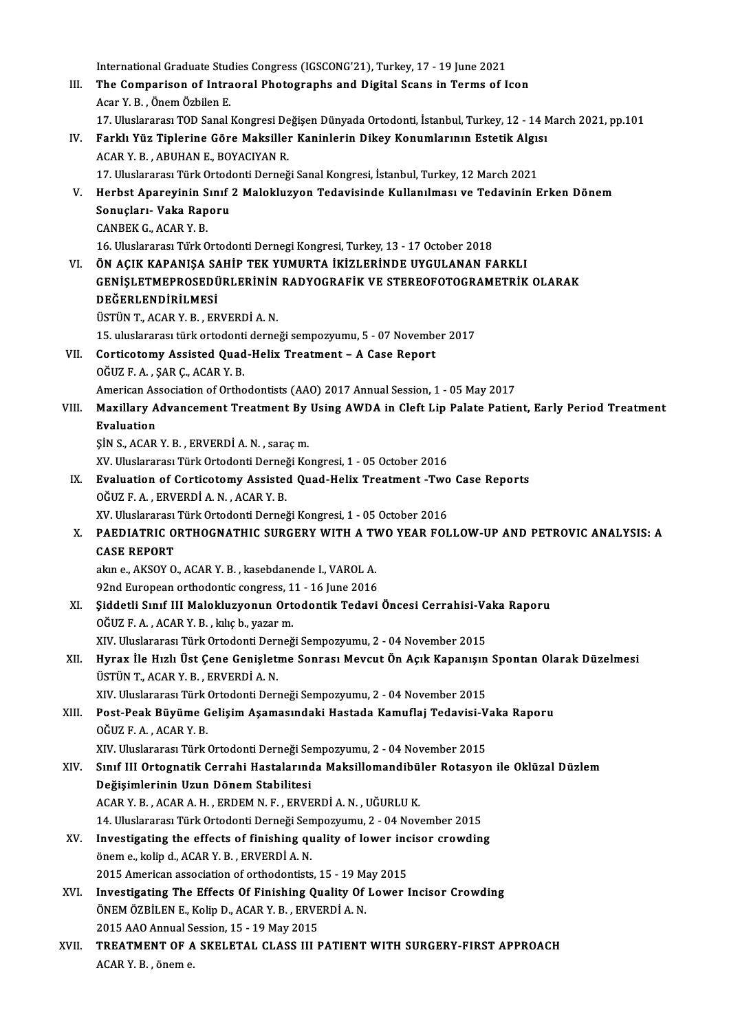International Graduate Studies Congress (IGSCONG'21), Turkey, 17 - 19 June 2021

III. **The Comparison of Intraoral Photographs and Digital Scans in Terms of Icon**
Acar Y. B. , Önem Özbilen E.
17. Uluslararası TOD Sanal Kongresi Değişen Dünyada Ortodonti, İstanbul, Turkey, 12 - 14 March 2021, pp.101

IV. **Farklı Yüz Tiplerine Göre Maksiller Kaninlerin Dikey Konumlarının Estetik Algısı**
ACAR Y. B. , ABUHAN E., BOYACIYAN R.
17. Uluslararası Türk Ortodonti Derneği Sanal Kongresi, İstanbul, Turkey, 12 March 2021

V. **Herbst Apareyinin Sınıf 2 Malokluzyon Tedavisinde Kullanılması ve Tedavinin Erken Dönem Sonuçları- Vaka Raporu**
CANBEK G., ACAR Y. B.
16. Uluslararası Türk Ortodonti Dernegi Kongresi, Turkey, 13 - 17 October 2018

VI. **ÖN AÇIK KAPANIŞA SAHİP TEK YUMURTA İKİZLERİNDE UYGULANAN FARKLI GENİŞLETMEPROSEDÜRLERİNİN RADYOGRAFİK VE STEREOFOTOGRAMETRİK OLARAK DEĞERLENDİRİLMESİ**
ÜSTÜN T., ACAR Y. B. , ERVERDİ A. N.
15. uluslararası türk ortodonti derneği sempozyumu, 5 - 07 November 2017

VII. **Corticotomy Assisted Quad-Helix Treatment – A Case Report**
OĞUZ F. A. , ŞAR Ç., ACAR Y. B.
American Association of Orthodontists (AAO) 2017 Annual Session, 1 - 05 May 2017

VIII. **Maxillary Advancement Treatment By Using AWDA in Cleft Lip Palate Patient, Early Period Treatment Evaluation**
ŞİN S., ACAR Y. B. , ERVERDİ A. N. , saraç m.
XV. Uluslararası Türk Ortodonti Derneği Kongresi, 1 - 05 October 2016

IX. **Evaluation of Corticotomy Assisted Quad-Helix Treatment -Two Case Reports**
OĞUZ F. A. , ERVERDİ A. N. , ACAR Y. B.
XV. Uluslararası Türk Ortodonti Derneği Kongresi, 1 - 05 October 2016

X. **PAEDIATRIC ORTHOGNATHIC SURGERY WITH A TWO YEAR FOLLOW-UP AND PETROVIC ANALYSIS: A CASE REPORT**
akın e., AKSOY O., ACAR Y. B. , kasebdanende I., VAROL A.
92nd European orthodontic congress, 11 - 16 June 2016

XI. **Şiddetli Sınıf III Malokluzyonun Ortodontik Tedavi Öncesi Cerrahisi-Vaka Raporu**
OĞUZ F. A. , ACAR Y. B. , kılıç b., yazar m.
XIV. Uluslararası Türk Ortodonti Derneği Sempozyumu, 2 - 04 November 2015

XII. **Hyrax İle Hızlı Üst Çene Genişletme Sonrası Mevcut Ön Açık Kapanışın Spontan Olarak Düzelmesi**
ÜSTÜN T., ACAR Y. B. , ERVERDİ A. N.
XIV. Uluslararası Türk Ortodonti Derneği Sempozyumu, 2 - 04 November 2015

XIII. **Post-Peak Büyüme Gelişim Aşamasındaki Hastada Kamuflaj Tedavisi-Vaka Raporu**
OĞUZ F. A. , ACAR Y. B.
XIV. Uluslararası Türk Ortodonti Derneği Sempozyumu, 2 - 04 November 2015

XIV. **Sınıf III Ortognatik Cerrahi Hastalarında Maksillomandibüler Rotasyon ile Oklüzal Düzlem Değişimlerinin Uzun Dönem Stabilitesi**
ACAR Y. B. , ACAR A. H. , ERDEM N. F. , ERVERDİ A. N. , UĞURLU K.
14. Uluslararası Türk Ortodonti Derneği Sempozyumu, 2 - 04 November 2015

XV. **Investigating the effects of finishing quality of lower incisor crowding**
önem e., kolip d., ACAR Y. B. , ERVERDİ A. N.
2015 American association of orthodontists, 15 - 19 May 2015

XVI. **Investigating The Effects Of Finishing Quality Of Lower Incisor Crowding**
ÖNEM ÖZBİLEN E., Kolip D., ACAR Y. B. , ERVERDİ A. N.
2015 AAO Annual Session, 15 - 19 May 2015

XVII. **TREATMENT OF A SKELETAL CLASS III PATIENT WITH SURGERY-FIRST APPROACH**
ACAR Y. B. , önem e.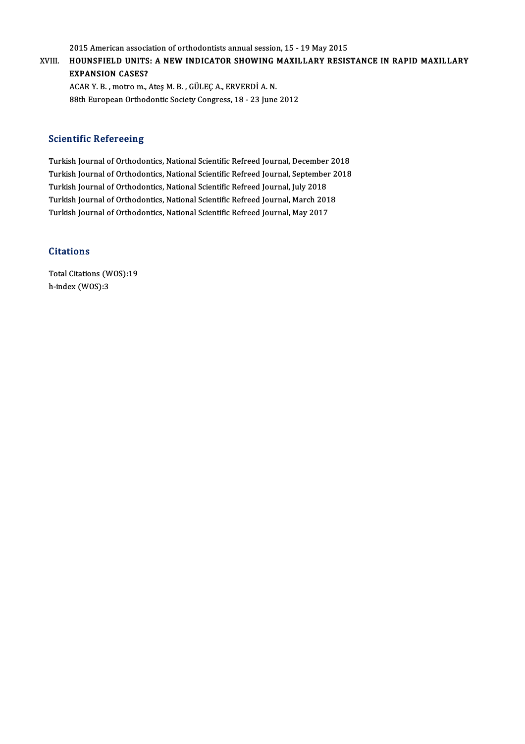2015 American association of orthodontists annual session, 15 - 19 May 2015

XVIII. **HOUNSFIELD UNITS: A NEW INDICATOR SHOWING MAXILLARY RESISTANCE IN RAPID MAXILLARY EXPANSION CASES?**
ACAR Y. B. , motro m., Ateş M. B. , GÜLEÇ A., ERVERDİ A. N.
88th European Orthodontic Society Congress, 18 - 23 June 2012

## Scientific Refereeing

Turkish Journal of Orthodontics, National Scientific Refreed Journal, December 2018
Turkish Journal of Orthodontics, National Scientific Refreed Journal, September 2018
Turkish Journal of Orthodontics, National Scientific Refreed Journal, July 2018
Turkish Journal of Orthodontics, National Scientific Refreed Journal, March 2018
Turkish Journal of Orthodontics, National Scientific Refreed Journal, May 2017

## Citations

Total Citations (WOS):19
h-index (WOS):3